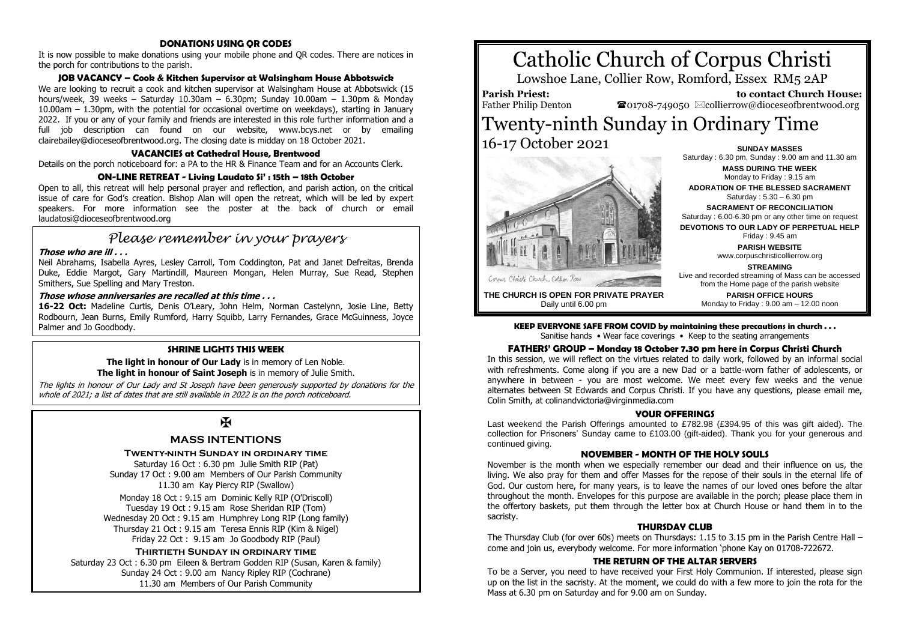# Catholic Church of Corpus Christi

Lowshoe Lane, Collier Row, Romford, Essex RM5 2AP

**Parish Priest:** Father Philip Denton

**to contact Church House:** ☎01708-749050 ✉collierrow@dioceseofbrentwood.org

# Twenty-ninth Sunday in Ordinary Time

16-17 October 2021

Corpus Christi Church, Collier Row

**THE CHURCH IS OPEN FOR PRIVATE PRAYER**
Daily until 6.00 pm

**SUNDAY MASSES**
Saturday : 6.30 pm, Sunday : 9.00 am and 11.30 am

**MASS DURING THE WEEK**
Monday to Friday : 9.15 am

**ADORATION OF THE BLESSED SACRAMENT**
Saturday : 5.30 – 6.30 pm

**SACRAMENT OF RECONCILIATION**
Saturday : 6.00-6.30 pm or any other time on request

**DEVOTIONS TO OUR LADY OF PERPETUAL HELP**
Friday : 9.45 am

**PARISH WEBSITE**
www.corpuschristicollierrow.org

**STREAMING**
Live and recorded streaming of Mass can be accessed from the Home page of the parish website

**PARISH OFFICE HOURS**
Monday to Friday : 9.00 am – 12.00 noon

**KEEP EVERYONE SAFE FROM COVID by maintaining these precautions in church . . .**
Sanitise hands • Wear face coverings • Keep to the seating arrangements

### FATHERS' GROUP – Monday 18 October 7.30 pm here in Corpus Christi Church

In this session, we will reflect on the virtues related to daily work, followed by an informal social with refreshments. Come along if you are a new Dad or a battle-worn father of adolescents, or anywhere in between - you are most welcome. We meet every few weeks and the venue alternates between St Edwards and Corpus Christi. If you have any questions, please email me, Colin Smith, at colinandvictoria@virginmedia.com

### YOUR OFFERINGS

Last weekend the Parish Offerings amounted to £782.98 (£394.95 of this was gift aided). The collection for Prisoners' Sunday came to £103.00 (gift-aided). Thank you for your generous and continued giving.

### NOVEMBER - MONTH OF THE HOLY SOULS

November is the month when we especially remember our dead and their influence on us, the living. We also pray for them and offer Masses for the repose of their souls in the eternal life of God. Our custom here, for many years, is to leave the names of our loved ones before the altar throughout the month. Envelopes for this purpose are available in the porch; please place them in the offertory baskets, put them through the letter box at Church House or hand them in to the sacristy.

### THURSDAY CLUB

The Thursday Club (for over 60s) meets on Thursdays: 1.15 to 3.15 pm in the Parish Centre Hall – come and join us, everybody welcome. For more information 'phone Kay on 01708-722672.

### THE RETURN OF THE ALTAR SERVERS

To be a Server, you need to have received your First Holy Communion. If interested, please sign up on the list in the sacristy. At the moment, we could do with a few more to join the rota for the Mass at 6.30 pm on Saturday and for 9.00 am on Sunday.

### DONATIONS USING QR CODES

It is now possible to make donations using your mobile phone and QR codes. There are notices in the porch for contributions to the parish.

### JOB VACANCY – Cook & Kitchen Supervisor at Walsingham House Abbotswick

We are looking to recruit a cook and kitchen supervisor at Walsingham House at Abbotswick (15 hours/week, 39 weeks – Saturday 10.30am – 6.30pm; Sunday 10.00am – 1.30pm & Monday 10.00am – 1.30pm, with the potential for occasional overtime on weekdays), starting in January 2022. If you or any of your family and friends are interested in this role further information and a full job description can found on our website, www.bcys.net or by emailing clairebailey@dioceseofbrentwood.org. The closing date is midday on 18 October 2021.

### VACANCIES at Cathedral House, Brentwood

Details on the porch noticeboard for: a PA to the HR & Finance Team and for an Accounts Clerk.

### ON-LINE RETREAT - Living Laudato Si' : 15th – 18th October

Open to all, this retreat will help personal prayer and reflection, and parish action, on the critical issue of care for God's creation. Bishop Alan will open the retreat, which will be led by expert speakers. For more information see the poster at the back of church or email laudatosi@dioceseofbrentwood.org

## *Please remember in your prayers*

***Those who are ill . . .***

Neil Abrahams, Isabella Ayres, Lesley Carroll, Tom Coddington, Pat and Janet Defreitas, Brenda Duke, Eddie Margot, Gary Martindill, Maureen Mongan, Helen Murray, Sue Read, Stephen Smithers, Sue Spelling and Mary Treston.

***Those whose anniversaries are recalled at this time . . .***

**16-22 Oct:** Madeline Curtis, Denis O'Leary, John Helm, Norman Castelynn, Josie Line, Betty Rodbourn, Jean Burns, Emily Rumford, Harry Squibb, Larry Fernandes, Grace McGuinness, Joyce Palmer and Jo Goodbody.

### SHRINE LIGHTS THIS WEEK

**The light in honour of Our Lady** is in memory of Len Noble.
**The light in honour of Saint Joseph** is in memory of Julie Smith.

*The lights in honour of Our Lady and St Joseph have been generously supported by donations for the whole of 2021; a list of dates that are still available in 2022 is on the porch noticeboard.*

✠

### MASS INTENTIONS

**Twenty-ninth Sunday in ordinary time**

Saturday 16 Oct : 6.30 pm Julie Smith RIP (Pat)
Sunday 17 Oct : 9.00 am Members of Our Parish Community
11.30 am Kay Piercy RIP (Swallow)

Monday 18 Oct : 9.15 am Dominic Kelly RIP (O'Driscoll)
Tuesday 19 Oct : 9.15 am Rose Sheridan RIP (Tom)
Wednesday 20 Oct : 9.15 am Humphrey Long RIP (Long family)
Thursday 21 Oct : 9.15 am Teresa Ennis RIP (Kim & Nigel)
Friday 22 Oct : 9.15 am Jo Goodbody RIP (Paul)

**Thirtieth Sunday in ordinary time**

Saturday 23 Oct : 6.30 pm Eileen & Bertram Godden RIP (Susan, Karen & family)
Sunday 24 Oct : 9.00 am Nancy Ripley RIP (Cochrane)
11.30 am Members of Our Parish Community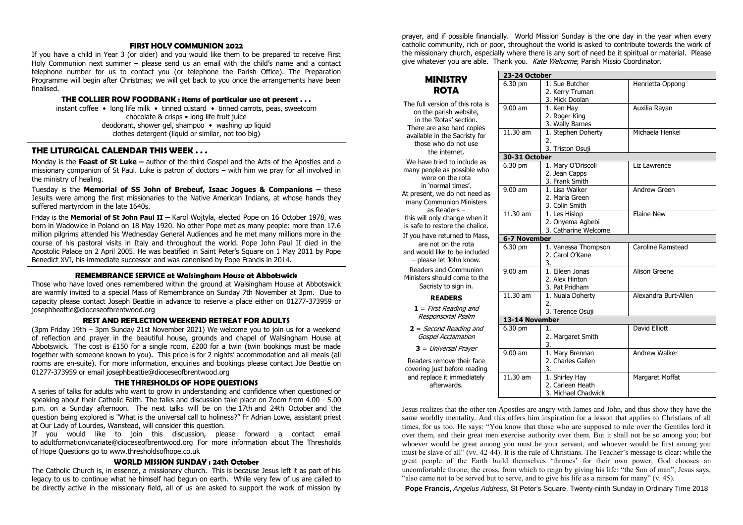### FIRST HOLY COMMUNION 2022

If you have a child in Year 3 (or older) and you would like them to be prepared to receive First Holy Communion next summer – please send us an email with the child's name and a contact telephone number for us to contact you (or telephone the Parish Office). The Preparation Programme will begin after Christmas; we will get back to you once the arrangements have been finalised.

### THE COLLIER ROW FOODBANK : items of particular use at present . . .

instant coffee • long life milk • tinned custard • tinned carrots, peas, sweetcorn
chocolate & crisps • long life fruit juice
deodorant, shower gel, shampoo • washing up liquid
clothes detergent (liquid or similar, not too big)

## THE LITURGICAL CALENDAR THIS WEEK . . .

Monday is the **Feast of St Luke –** author of the third Gospel and the Acts of the Apostles and a missionary companion of St Paul. Luke is patron of doctors – with him we pray for all involved in the ministry of healing.

Tuesday is the **Memorial of SS John of Brebeuf, Isaac Jogues & Companions –** these Jesuits were among the first missionaries to the Native American Indians, at whose hands they suffered martyrdom in the late 1640s.

Friday is the **Memorial of St John Paul II –** Karol Wojtyla, elected Pope on 16 October 1978, was born in Wadowice in Poland on 18 May 1920. No other Pope met as many people: more than 17.6 million pilgrims attended his Wednesday General Audiences and he met many millions more in the course of his pastoral visits in Italy and throughout the world. Pope John Paul II died in the Apostolic Palace on 2 April 2005. He was beatified in Saint Peter's Square on 1 May 2011 by Pope Benedict XVI, his immediate successor and was canonised by Pope Francis in 2014.

### REMEMBRANCE SERVICE at Walsingham House at Abbotswick

Those who have loved ones remembered within the ground at Walsingham House at Abbotswick are warmly invited to a special Mass of Remembrance on Sunday 7th November at 3pm. Due to capacity please contact Joseph Beattie in advance to reserve a place either on 01277-373959 or josephbeattie@dioceseofbrentwood.org

### REST AND REFLECTION WEEKEND RETREAT FOR ADULTS

(3pm Friday 19th – 3pm Sunday 21st November 2021) We welcome you to join us for a weekend of reflection and prayer in the beautiful house, grounds and chapel of Walsingham House at Abbotswick. The cost is £150 for a single room, £200 for a twin (twin bookings must be made together with someone known to you). This price is for 2 nights' accommodation and all meals (all rooms are en-suite). For more information, enquiries and bookings please contact Joe Beattie on 01277-373959 or email josephbeattie@dioceseofbrentwood.org

### THE THRESHOLDS OF HOPE QUESTIONS

A series of talks for adults who want to grow in understanding and confidence when questioned or speaking about their Catholic Faith. The talks and discussion take place on Zoom from 4.00 - 5.00 p.m. on a Sunday afternoon. The next talks will be on the 17th and 24th October and the question being explored is "What is the universal call to holiness?" Fr Adrian Lowe, assistant priest at Our Lady of Lourdes, Wanstead, will consider this question.

If you would like to join this discussion, please forward a contact email to adultformationvicariate@dioceseofbrentwood.org For more information about The Thresholds of Hope Questions go to www.thresholdsofhope.co.uk

### WORLD MISSION SUNDAY : 24th October

The Catholic Church is, in essence, a missionary church. This is because Jesus left it as part of his legacy to us to continue what he himself had begun on earth. While very few of us are called to be directly active in the missionary field, all of us are asked to support the work of mission by prayer, and if possible financially. World Mission Sunday is the one day in the year when every catholic community, rich or poor, throughout the world is asked to contribute towards the work of the missionary church, especially where there is any sort of need be it spiritual or material. Please give whatever you are able. Thank you. *Kate Welcome*, Parish Missio Coordinator.

## MINISTRY ROTA

The full version of this rota is on the parish website, in the 'Rotas' section. There are also hard copies available in the Sacristy for those who do not use the internet.

We have tried to include as many people as possible who were on the rota in 'normal times'. At present, we do not need as many Communion Ministers as Readers – this will only change when it is safe to restore the chalice.

If you have returned to Mass, are not on the rota and would like to be included – please let John know.

Readers and Communion Ministers should come to the Sacristy to sign in.

**READERS**

**1** = *First Reading and Responsorial Psalm*

**2** = *Second Reading and Gospel Acclamation*

**3** = *Universal Prayer*

Readers remove their face covering just before reading and replace it immediately afterwards.

| | | |
|---|---|---|
| **23-24 October** | | |
| 6.30 pm | 1. Sue Butcher<br>2. Kerry Truman<br>3. Mick Doolan | Henrietta Oppong |
| 9.00 am | 1. Ken Hay<br>2. Roger King<br>3. Wally Barnes | Auxilia Rayan |
| 11.30 am | 1. Stephen Doherty<br>2.<br>3. Triston Osuji | Michaela Henkel |
| **30-31 October** | | |
| 6.30 pm | 1. Mary O'Driscoll<br>2. Jean Capps<br>3. Frank Smith | Liz Lawrence |
| 9.00 am | 1. Lisa Walker<br>2. Maria Green<br>3. Colin Smith | Andrew Green |
| 11.30 am | 1. Les Hislop<br>2. Onyema Agbebi<br>3. Catharine Welcome | Elaine New |
| **6-7 November** | | |
| 6.30 pm | 1. Vanessa Thompson<br>2. Carol O'Kane<br>3. | Caroline Ramstead |
| 9.00 am | 1. Eileen Jonas<br>2. Alex Hinton<br>3. Pat Pridham | Alison Greene |
| 11.30 am | 1. Nuala Doherty<br>2.<br>3. Terence Osuji | Alexandra Burt-Allen |
| **13-14 November** | | |
| 6.30 pm | 1.<br>2. Margaret Smith<br>3. | David Elliott |
| 9.00 am | 1. Mary Brennan<br>2. Charles Gallen<br>3. | Andrew Walker |
| 11.30 am | 1. Shirley Hay<br>2. Carleen Heath<br>3. Michael Chadwick | Margaret Moffat |

Jesus realizes that the other ten Apostles are angry with James and John, and thus show they have the same worldly mentality. And this offers him inspiration for a lesson that applies to Christians of all times, for us too. He says: "You know that those who are supposed to rule over the Gentiles lord it over them, and their great men exercise authority over them. But it shall not be so among you; but whoever would be great among you must be your servant, and whoever would be first among you must be slave of all" (vv. 42-44). It is the rule of Christians. The Teacher's message is clear: while the great people of the Earth build themselves 'thrones' for their own power, God chooses an uncomfortable throne, the cross, from which to reign by giving his life: "the Son of man", Jesus says, "also came not to be served but to serve, and to give his life as a ransom for many" (v. 45).

**Pope Francis,** *Angelus Address*, St Peter's Square, Twenty-ninth Sunday in Ordinary Time 2018